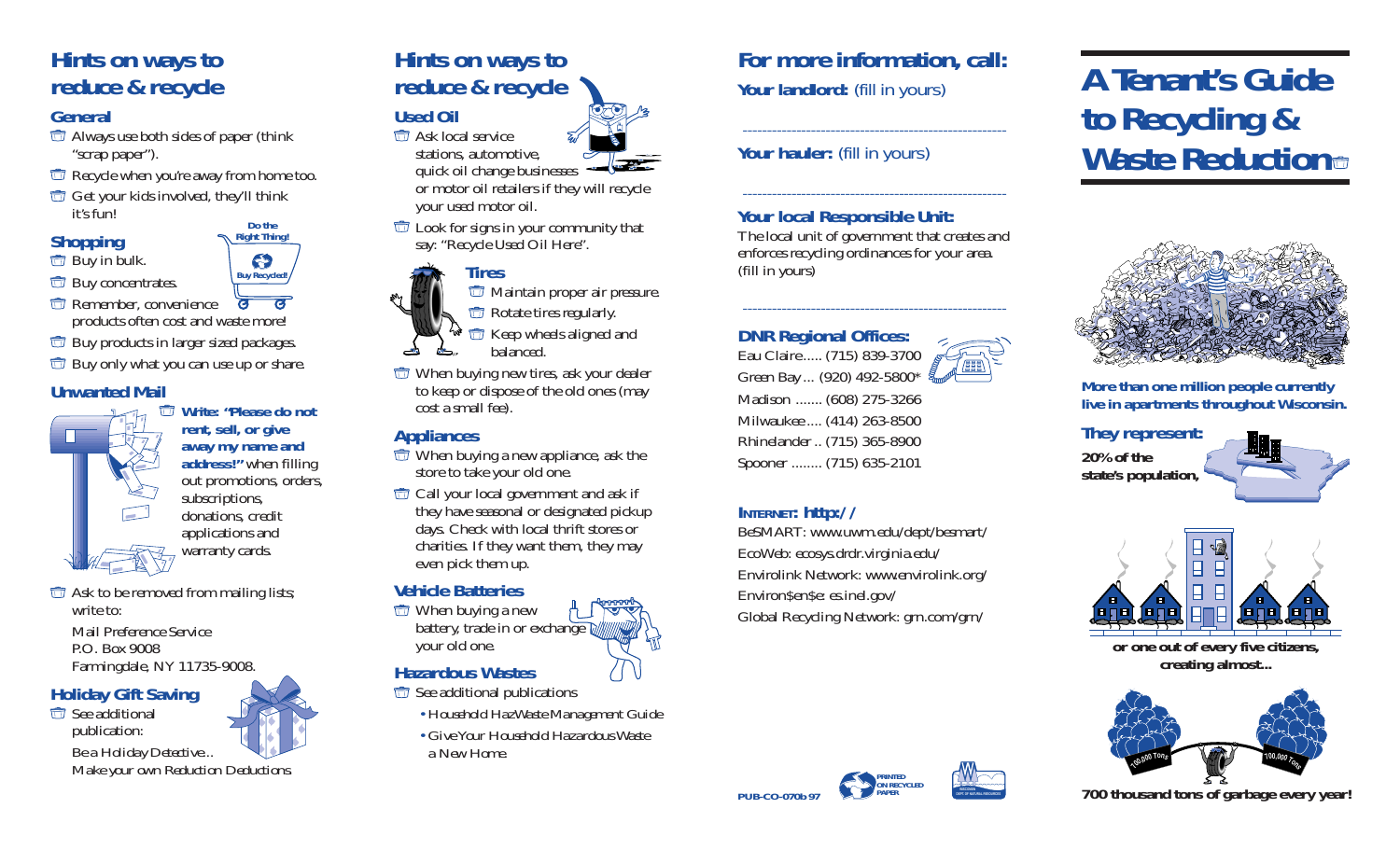## Hints on ways to reduce & recycle

### General

- Always use both sides of paper (think "scrap paper").
- Recycle when you're away from home too.
- Get your kids involved, they'll think it's fun!

### Shopping

Do the Right Thing! Buy Recycled!

- Buy in bulk.
- Buy concentrates.
- Remember, convenience products often cost and waste more!
- Buy products in larger sized packages.
- Buy only what you can use up or share.

### Unwanted Mail

- **Write: "Please do not rent, sell, or give away my name and address!"** when filling out promotions, orders, subscriptions, donations, credit applications and warranty cards.
- Ask to be removed from mailing lists; write to:

  Mail Preference Service
  P.O. Box 9008
  Farmingdale, NY 11735-9008.

### Holiday Gift Saving

- See additional publication:

  Be a Holiday Detective...
  Make your own Reduction Deductions

## Hints on ways to reduce & recycle

### Used Oil

- Ask local service stations, automotive, quick oil change businesses or motor oil retailers if they will recycle your used motor oil.
- Look for signs in your community that say: "Recycle Used Oil Here".

### Tires

- Maintain proper air pressure.
- Rotate tires regularly.
- Keep wheels aligned and balanced.
- When buying new tires, ask your dealer to keep or dispose of the old ones (may cost a small fee).

### Appliances

- When buying a new appliance, ask the store to take your old one.
- Call your local government and ask if they have seasonal or designated pickup days. Check with local thrift stores or charities. If they want them, they may even pick them up.

### Vehicle Batteries

- When buying a new battery, trade in or exchange your old one.

### Hazardous Wastes

- See additional publications
  - Household HazWaste Management Guide
  - Give Your Household Hazardous Waste a New Home

## For more information, call:

**Your landlord:** (fill in yours)

---

**Your hauler:** (fill in yours)

---

**Your local Responsible Unit:**
The local unit of government that creates and enforces recycling ordinances for your area.
(fill in yours)

---

**DNR Regional Offices:**

Eau Claire..... (715) 839-3700
Green Bay.... (920) 492-5800*
Madison ....... (608) 275-3266
Milwaukee.... (414) 263-8500
Rhinelander .. (715) 365-8900
Spooner ........ (715) 635-2101

**INTERNET: http://**

BeSMART: www.uwm.edu/dept/besmart/
EcoWeb: ecosys.drdr.virginia.edu/
Envirolink Network: www.envirolink.org/
Environ$en$e: es.inel.gov/
Global Recycling Network: grn.com/grn/

PUB-CO-070b 97

PRINTED ON RECYCLED PAPER

WISCONSIN DEPT. OF NATURAL RESOURCES

# A Tenant's Guide to Recycling & Waste Reduction

**More than one million people currently live in apartments throughout Wisconsin.**

**They represent:**

**20% of the state's population,**

**or one out of every five citizens, creating almost...**

100,000 Tons — 100,000 Tons

**700 thousand tons of garbage every year!**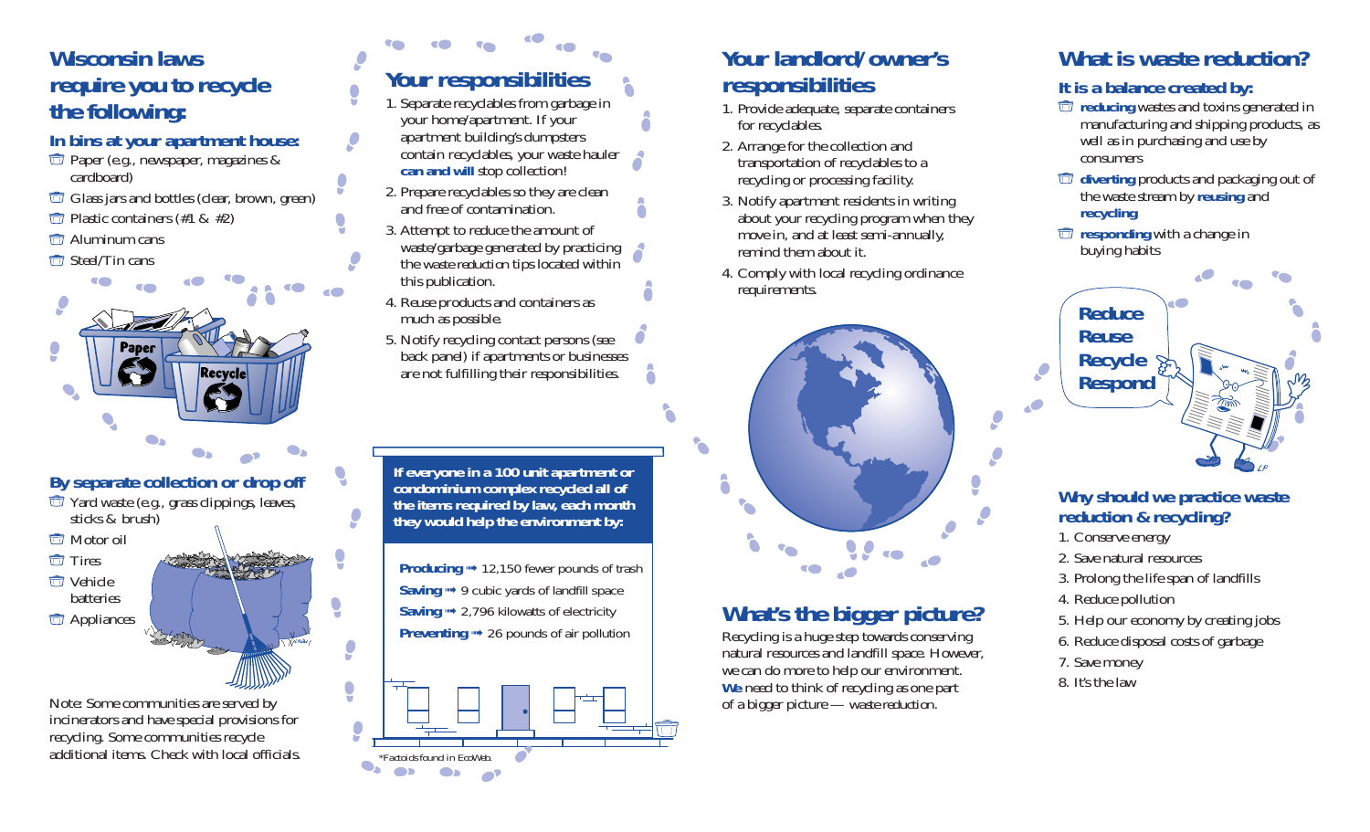## Wisconsin laws require you to recycle the following:

### In bins at your apartment house:

- Paper (e.g., newspaper, magazines & cardboard)
- Glass jars and bottles (clear, brown, green)
- Plastic containers (#1 & #2)
- Aluminum cans
- Steel/Tin cans

Paper

Recycle

### By separate collection or drop off

- Yard waste (e.g., grass clippings, leaves, sticks & brush)
- Motor oil
- Tires
- Vehicle batteries
- Appliances

Note: Some communities are served by incinerators and have special provisions for recycling. Some communities recycle additional items. Check with local officials.

## Your responsibilities

1. Separate recyclables from garbage in your home/apartment. If your apartment building's dumpsters contain recyclables, your waste hauler **can and will** stop collection!
2. Prepare recyclables so they are clean and free of contamination.
3. Attempt to reduce the amount of waste/garbage generated by practicing the waste reduction tips located within this publication.
4. Reuse products and containers as much as possible.
5. Notify recycling contact persons (see back panel) if apartments or businesses are not fulfilling their responsibilities.

**If everyone in a 100 unit apartment or condominium complex recycled all of the items required by law, each month they would help the environment by:**

**Producing** ➟ 12,150 fewer pounds of trash
**Saving** ➟ 9 cubic yards of landfill space
**Saving** ➟ 2,796 kilowatts of electricity
**Preventing** ➟ 26 pounds of air pollution

*Factoids found in EcoWeb.

## Your landlord/owner's responsibilities

1. Provide adequate, separate containers for recyclables.
2. Arrange for the collection and transportation of recyclables to a recycling or processing facility.
3. Notify apartment residents in writing about your recycling program when they move in, and at least semi-annually, remind them about it.
4. Comply with local recycling ordinance requirements.

## What's the bigger picture?

Recycling is a huge step towards conserving natural resources and landfill space. However, we can do more to help our environment. **We** need to think of recycling as one part of a bigger picture — waste reduction.

## What is waste reduction?

### It is a balance created by:

- **reducing** wastes and toxins generated in manufacturing and shipping products, as well as in purchasing and use by consumers
- **diverting** products and packaging out of the waste stream by **reusing** and **recycling**
- **responding** with a change in buying habits

Reduce
Reuse
Recycle
Respond

## Why should we practice waste reduction & recycling?

1. Conserve energy
2. Save natural resources
3. Prolong the life span of landfills
4. Reduce pollution
5. Help our economy by creating jobs
6. Reduce disposal costs of garbage
7. Save money
8. It's the law